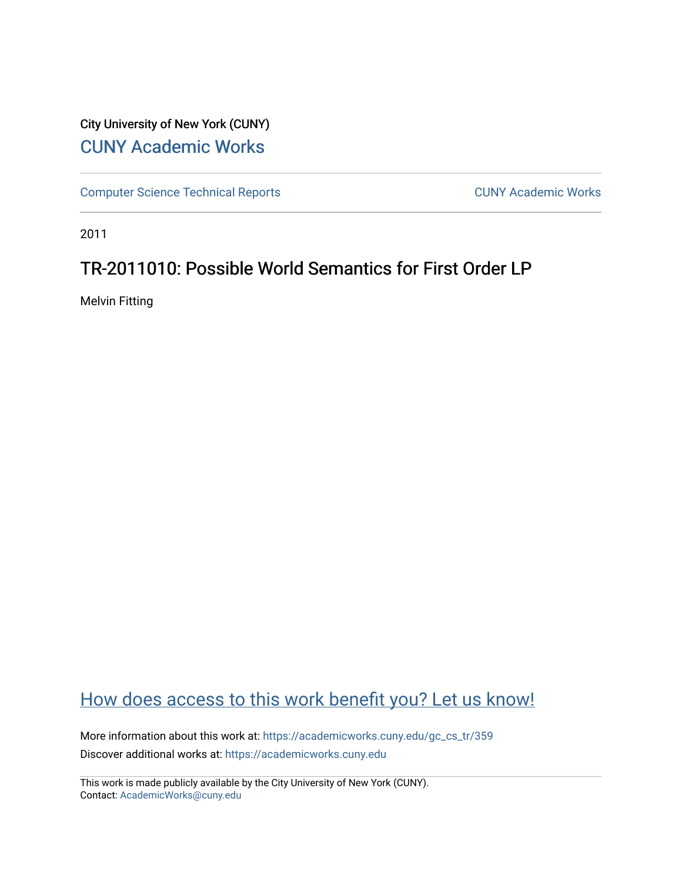City University of New York (CUNY)

[CUNY Academic Works](https://academicworks.cuny.edu)

[Computer Science Technical Reports](https://academicworks.cuny.edu/gc_cs_tr) | [CUNY Academic Works](https://academicworks.cuny.edu)

2011

# TR-2011010: Possible World Semantics for First Order LP

Melvin Fitting

## How does access to this work benefit you? Let us know!

More information about this work at: https://academicworks.cuny.edu/gc_cs_tr/359

Discover additional works at: https://academicworks.cuny.edu

This work is made publicly available by the City University of New York (CUNY).
Contact: AcademicWorks@cuny.edu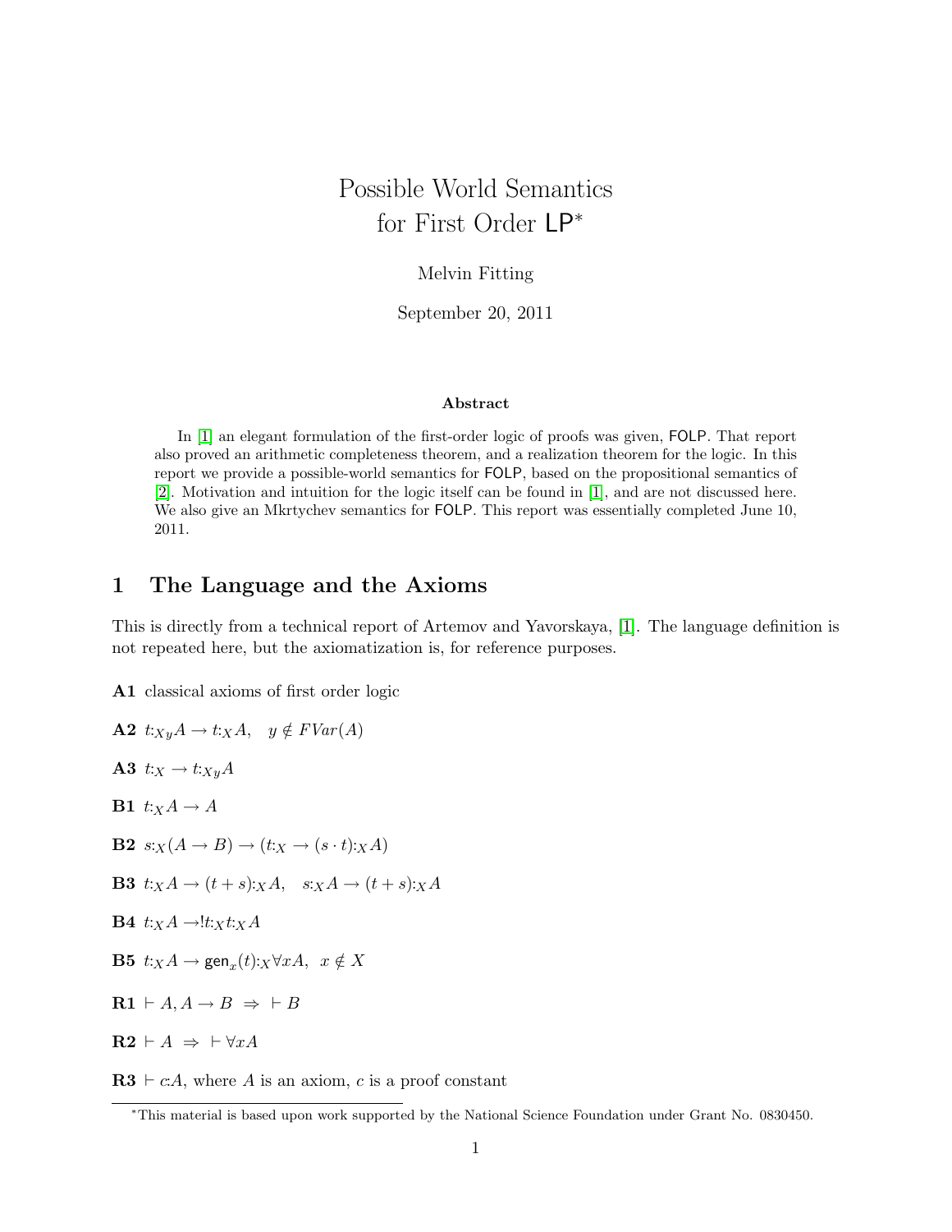# Possible World Semantics for First Order LP*

Melvin Fitting

September 20, 2011

### Abstract

In [1] an elegant formulation of the first-order logic of proofs was given, FOLP. That report also proved an arithmetic completeness theorem, and a realization theorem for the logic. In this report we provide a possible-world semantics for FOLP, based on the propositional semantics of [2]. Motivation and intuition for the logic itself can be found in [1], and are not discussed here. We also give an Mkrtychev semantics for FOLP. This report was essentially completed June 10, 2011.

## 1 The Language and the Axioms

This is directly from a technical report of Artemov and Yavorskaya, [1]. The language definition is not repeated here, but the axiomatization is, for reference purposes.

**A1** classical axioms of first order logic

**A2** $t{:}_{Xy}A \rightarrow t{:}_X A, \quad y \notin FVar(A)$

**A3** $t{:}_X \rightarrow t{:}_{Xy}A$

**B1** $t{:}_X A \rightarrow A$

**B2** $s{:}_X(A \rightarrow B) \rightarrow (t{:}_X \rightarrow (s \cdot t){:}_X A)$

**B3** $t{:}_X A \rightarrow (t+s){:}_X A, \quad s{:}_X A \rightarrow (t+s){:}_X A$

**B4** $t{:}_X A \rightarrow !t{:}_X t{:}_X A$

**B5** $t{:}_X A \rightarrow \mathsf{gen}_x(t){:}_X \forall x A, \ x \notin X$

**R1** $\vdash A, A \rightarrow B \ \Rightarrow \ \vdash B$

**R2** $\vdash A \ \Rightarrow \ \vdash \forall x A$

**R3** $\vdash c{:}A$, where $A$ is an axiom, $c$ is a proof constant

---

*This material is based upon work supported by the National Science Foundation under Grant No. 0830450.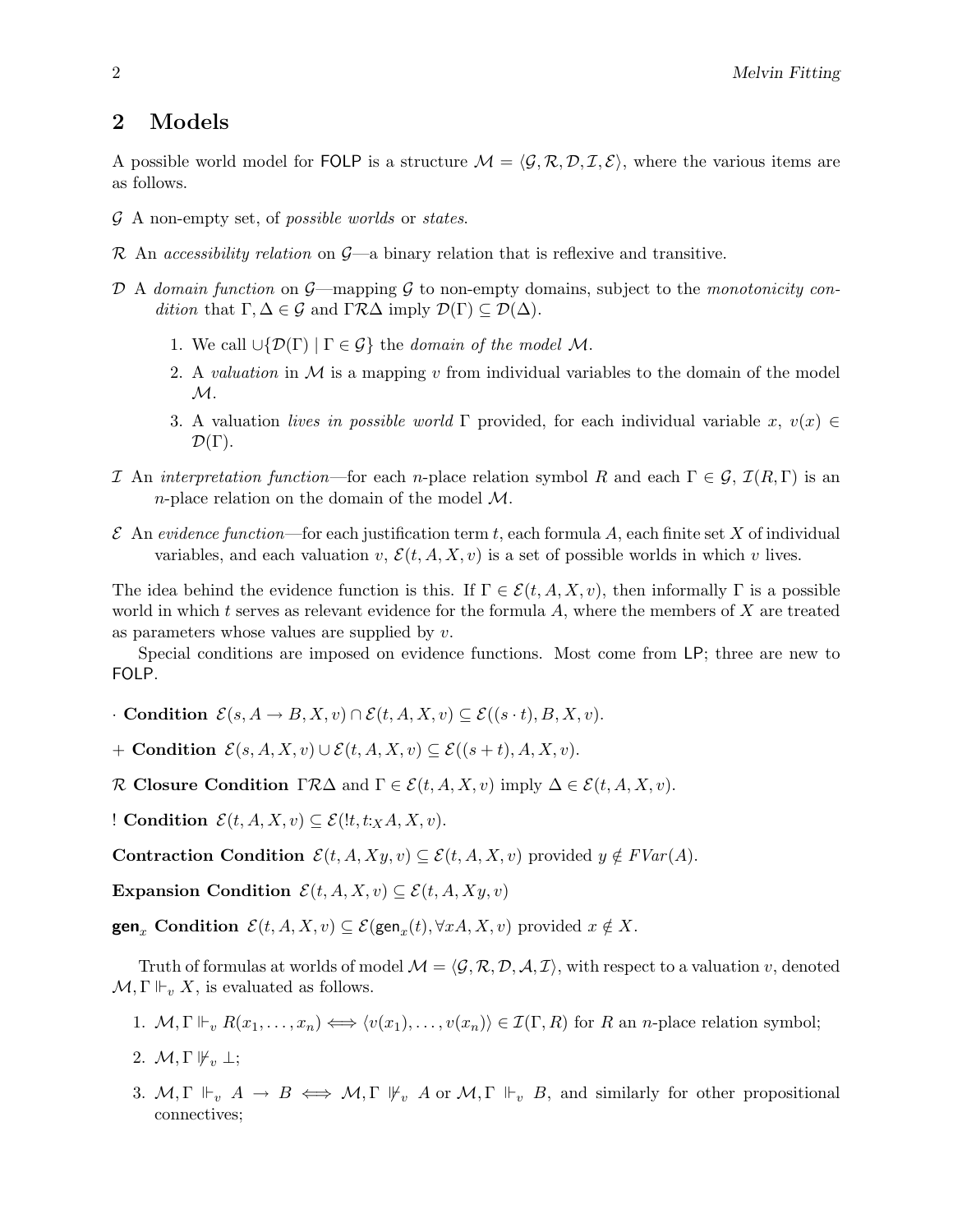## 2 Models

A possible world model for FOLP is a structure $\mathcal{M} = \langle \mathcal{G}, \mathcal{R}, \mathcal{D}, \mathcal{I}, \mathcal{E} \rangle$, where the various items are as follows.

$\mathcal{G}$ A non-empty set, of *possible worlds* or *states*.

$\mathcal{R}$ An *accessibility relation* on $\mathcal{G}$—a binary relation that is reflexive and transitive.

$\mathcal{D}$ A *domain function* on $\mathcal{G}$—mapping $\mathcal{G}$ to non-empty domains, subject to the *monotonicity condition* that $\Gamma, \Delta \in \mathcal{G}$ and $\Gamma \mathcal{R} \Delta$ imply $\mathcal{D}(\Gamma) \subseteq \mathcal{D}(\Delta)$.

1. We call $\cup\{\mathcal{D}(\Gamma) \mid \Gamma \in \mathcal{G}\}$ the *domain of the model* $\mathcal{M}$.
2. A *valuation* in $\mathcal{M}$ is a mapping $v$ from individual variables to the domain of the model $\mathcal{M}$.
3. A valuation *lives in possible world* $\Gamma$ provided, for each individual variable $x$, $v(x) \in \mathcal{D}(\Gamma)$.

$\mathcal{I}$ An *interpretation function*—for each $n$-place relation symbol $R$ and each $\Gamma \in \mathcal{G}$, $\mathcal{I}(R, \Gamma)$ is an $n$-place relation on the domain of the model $\mathcal{M}$.

$\mathcal{E}$ An *evidence function*—for each justification term $t$, each formula $A$, each finite set $X$ of individual variables, and each valuation $v$, $\mathcal{E}(t, A, X, v)$ is a set of possible worlds in which $v$ lives.

The idea behind the evidence function is this. If $\Gamma \in \mathcal{E}(t, A, X, v)$, then informally $\Gamma$ is a possible world in which $t$ serves as relevant evidence for the formula $A$, where the members of $X$ are treated as parameters whose values are supplied by $v$.

Special conditions are imposed on evidence functions. Most come from LP; three are new to FOLP.

$\cdot$ **Condition** $\mathcal{E}(s, A \to B, X, v) \cap \mathcal{E}(t, A, X, v) \subseteq \mathcal{E}((s \cdot t), B, X, v)$.

$+$ **Condition** $\mathcal{E}(s, A, X, v) \cup \mathcal{E}(t, A, X, v) \subseteq \mathcal{E}((s + t), A, X, v)$.

$\mathcal{R}$ **Closure Condition** $\Gamma \mathcal{R} \Delta$ and $\Gamma \in \mathcal{E}(t, A, X, v)$ imply $\Delta \in \mathcal{E}(t, A, X, v)$.

! **Condition** $\mathcal{E}(t, A, X, v) \subseteq \mathcal{E}(!t, t{:}_X A, X, v)$.

**Contraction Condition** $\mathcal{E}(t, A, Xy, v) \subseteq \mathcal{E}(t, A, X, v)$ provided $y \notin FVar(A)$.

**Expansion Condition** $\mathcal{E}(t, A, X, v) \subseteq \mathcal{E}(t, A, Xy, v)$

$\mathsf{gen}_x$ **Condition** $\mathcal{E}(t, A, X, v) \subseteq \mathcal{E}(\mathsf{gen}_x(t), \forall x A, X, v)$ provided $x \notin X$.

Truth of formulas at worlds of model $\mathcal{M} = \langle \mathcal{G}, \mathcal{R}, \mathcal{D}, \mathcal{A}, \mathcal{I} \rangle$, with respect to a valuation $v$, denoted $\mathcal{M}, \Gamma \Vdash_v X$, is evaluated as follows.

1. $\mathcal{M}, \Gamma \Vdash_v R(x_1, \ldots, x_n) \iff \langle v(x_1), \ldots, v(x_n) \rangle \in \mathcal{I}(\Gamma, R)$ for $R$ an $n$-place relation symbol;
2. $\mathcal{M}, \Gamma \not\Vdash_v \bot$;
3. $\mathcal{M}, \Gamma \Vdash_v A \to B \iff \mathcal{M}, \Gamma \not\Vdash_v A$ or $\mathcal{M}, \Gamma \Vdash_v B$, and similarly for other propositional connectives;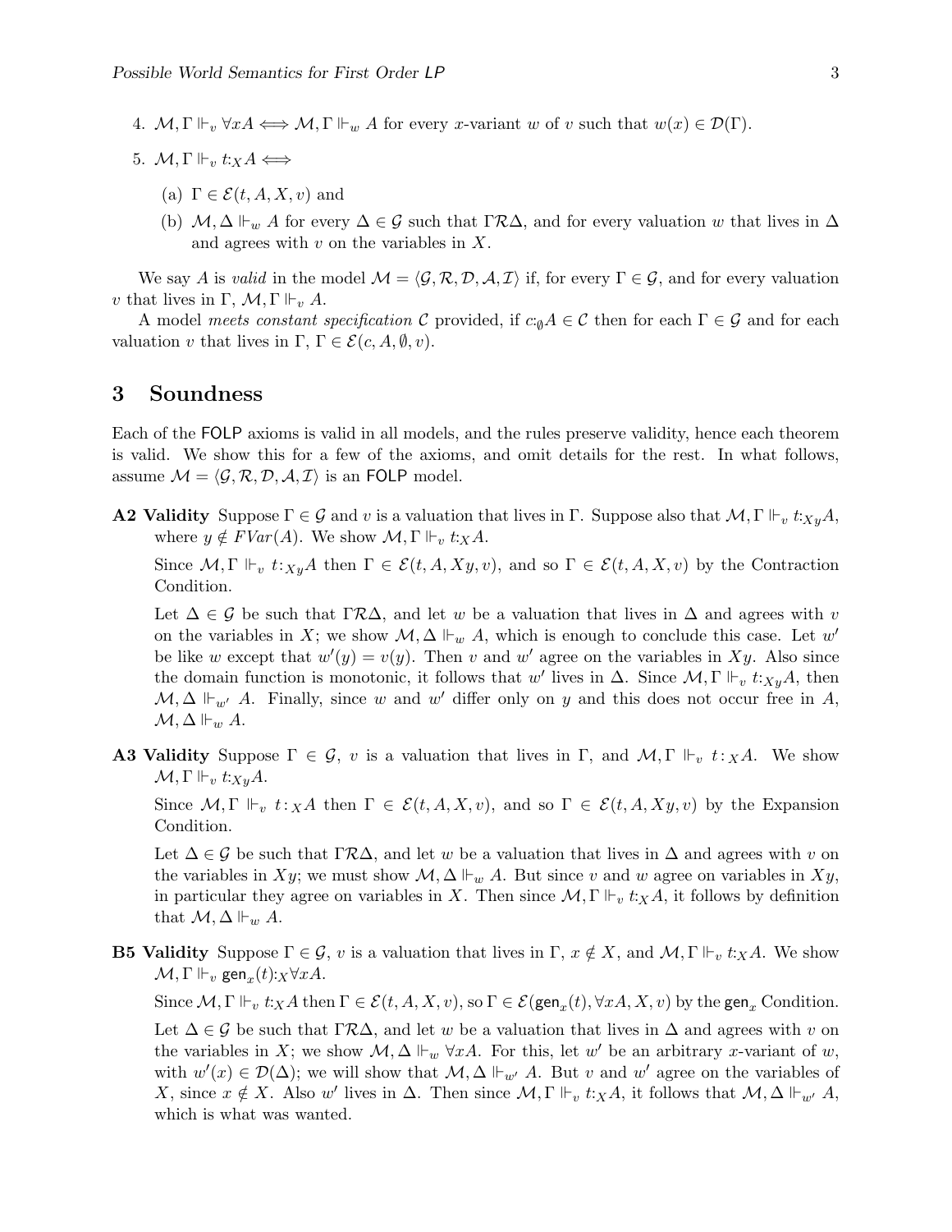4. $\mathcal{M}, \Gamma \Vdash_v \forall x A \iff \mathcal{M}, \Gamma \Vdash_w A$ for every $x$-variant $w$ of $v$ such that $w(x) \in \mathcal{D}(\Gamma)$.

5. $\mathcal{M}, \Gamma \Vdash_v t{:}_X A \iff$

   (a) $\Gamma \in \mathcal{E}(t, A, X, v)$ and

   (b) $\mathcal{M}, \Delta \Vdash_w A$ for every $\Delta \in \mathcal{G}$ such that $\Gamma \mathcal{R} \Delta$, and for every valuation $w$ that lives in $\Delta$ and agrees with $v$ on the variables in $X$.

We say $A$ is *valid* in the model $\mathcal{M} = \langle \mathcal{G}, \mathcal{R}, \mathcal{D}, \mathcal{A}, \mathcal{I} \rangle$ if, for every $\Gamma \in \mathcal{G}$, and for every valuation $v$ that lives in $\Gamma$, $\mathcal{M}, \Gamma \Vdash_v A$.

A model *meets constant specification* $\mathcal{C}$ provided, if $c{:}_\emptyset A \in \mathcal{C}$ then for each $\Gamma \in \mathcal{G}$ and for each valuation $v$ that lives in $\Gamma$, $\Gamma \in \mathcal{E}(c, A, \emptyset, v)$.

## 3 Soundness

Each of the FOLP axioms is valid in all models, and the rules preserve validity, hence each theorem is valid. We show this for a few of the axioms, and omit details for the rest. In what follows, assume $\mathcal{M} = \langle \mathcal{G}, \mathcal{R}, \mathcal{D}, \mathcal{A}, \mathcal{I} \rangle$ is an FOLP model.

**A2 Validity** Suppose $\Gamma \in \mathcal{G}$ and $v$ is a valuation that lives in $\Gamma$. Suppose also that $\mathcal{M}, \Gamma \Vdash_v t{:}_{Xy} A$, where $y \notin FVar(A)$. We show $\mathcal{M}, \Gamma \Vdash_v t{:}_X A$.

Since $\mathcal{M}, \Gamma \Vdash_v t{:}_{Xy} A$ then $\Gamma \in \mathcal{E}(t, A, Xy, v)$, and so $\Gamma \in \mathcal{E}(t, A, X, v)$ by the Contraction Condition.

Let $\Delta \in \mathcal{G}$ be such that $\Gamma \mathcal{R} \Delta$, and let $w$ be a valuation that lives in $\Delta$ and agrees with $v$ on the variables in $X$; we show $\mathcal{M}, \Delta \Vdash_w A$, which is enough to conclude this case. Let $w'$ be like $w$ except that $w'(y) = v(y)$. Then $v$ and $w'$ agree on the variables in $Xy$. Also since the domain function is monotonic, it follows that $w'$ lives in $\Delta$. Since $\mathcal{M}, \Gamma \Vdash_v t{:}_{Xy} A$, then $\mathcal{M}, \Delta \Vdash_{w'} A$. Finally, since $w$ and $w'$ differ only on $y$ and this does not occur free in $A$, $\mathcal{M}, \Delta \Vdash_w A$.

**A3 Validity** Suppose $\Gamma \in \mathcal{G}$, $v$ is a valuation that lives in $\Gamma$, and $\mathcal{M}, \Gamma \Vdash_v t{:}_X A$. We show $\mathcal{M}, \Gamma \Vdash_v t{:}_{Xy} A$.

Since $\mathcal{M}, \Gamma \Vdash_v t{:}_X A$ then $\Gamma \in \mathcal{E}(t, A, X, v)$, and so $\Gamma \in \mathcal{E}(t, A, Xy, v)$ by the Expansion Condition.

Let $\Delta \in \mathcal{G}$ be such that $\Gamma \mathcal{R} \Delta$, and let $w$ be a valuation that lives in $\Delta$ and agrees with $v$ on the variables in $Xy$; we must show $\mathcal{M}, \Delta \Vdash_w A$. But since $v$ and $w$ agree on variables in $Xy$, in particular they agree on variables in $X$. Then since $\mathcal{M}, \Gamma \Vdash_v t{:}_X A$, it follows by definition that $\mathcal{M}, \Delta \Vdash_w A$.

**B5 Validity** Suppose $\Gamma \in \mathcal{G}$, $v$ is a valuation that lives in $\Gamma$, $x \notin X$, and $\mathcal{M}, \Gamma \Vdash_v t{:}_X A$. We show $\mathcal{M}, \Gamma \Vdash_v \mathsf{gen}_x(t){:}_X \forall x A$.

Since $\mathcal{M}, \Gamma \Vdash_v t{:}_X A$ then $\Gamma \in \mathcal{E}(t, A, X, v)$, so $\Gamma \in \mathcal{E}(\mathsf{gen}_x(t), \forall x A, X, v)$ by the $\mathsf{gen}_x$ Condition.

Let $\Delta \in \mathcal{G}$ be such that $\Gamma \mathcal{R} \Delta$, and let $w$ be a valuation that lives in $\Delta$ and agrees with $v$ on the variables in $X$; we show $\mathcal{M}, \Delta \Vdash_w \forall x A$. For this, let $w'$ be an arbitrary $x$-variant of $w$, with $w'(x) \in \mathcal{D}(\Delta)$; we will show that $\mathcal{M}, \Delta \Vdash_{w'} A$. But $v$ and $w'$ agree on the variables of $X$, since $x \notin X$. Also $w'$ lives in $\Delta$. Then since $\mathcal{M}, \Gamma \Vdash_v t{:}_X A$, it follows that $\mathcal{M}, \Delta \Vdash_{w'} A$, which is what was wanted.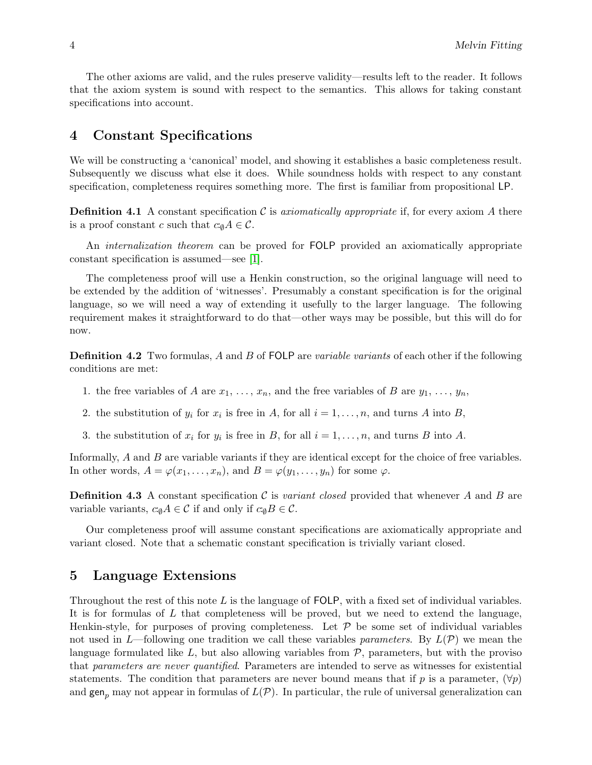The other axioms are valid, and the rules preserve validity—results left to the reader. It follows that the axiom system is sound with respect to the semantics. This allows for taking constant specifications into account.

## 4 Constant Specifications

We will be constructing a 'canonical' model, and showing it establishes a basic completeness result. Subsequently we discuss what else it does. While soundness holds with respect to any constant specification, completeness requires something more. The first is familiar from propositional LP.

**Definition 4.1** A constant specification $\mathcal{C}$ is *axiomatically appropriate* if, for every axiom $A$ there is a proof constant $c$ such that $c{:}_{\emptyset}A \in \mathcal{C}$.

An *internalization theorem* can be proved for FOLP provided an axiomatically appropriate constant specification is assumed—see [1].

The completeness proof will use a Henkin construction, so the original language will need to be extended by the addition of 'witnesses'. Presumably a constant specification is for the original language, so we will need a way of extending it usefully to the larger language. The following requirement makes it straightforward to do that—other ways may be possible, but this will do for now.

**Definition 4.2** Two formulas, $A$ and $B$ of FOLP are *variable variants* of each other if the following conditions are met:

1. the free variables of $A$ are $x_1, \ldots, x_n$, and the free variables of $B$ are $y_1, \ldots, y_n$,
2. the substitution of $y_i$ for $x_i$ is free in $A$, for all $i = 1, \ldots, n$, and turns $A$ into $B$,
3. the substitution of $x_i$ for $y_i$ is free in $B$, for all $i = 1, \ldots, n$, and turns $B$ into $A$.

Informally, $A$ and $B$ are variable variants if they are identical except for the choice of free variables. In other words, $A = \varphi(x_1, \ldots, x_n)$, and $B = \varphi(y_1, \ldots, y_n)$ for some $\varphi$.

**Definition 4.3** A constant specification $\mathcal{C}$ is *variant closed* provided that whenever $A$ and $B$ are variable variants, $c{:}_{\emptyset}A \in \mathcal{C}$ if and only if $c{:}_{\emptyset}B \in \mathcal{C}$.

Our completeness proof will assume constant specifications are axiomatically appropriate and variant closed. Note that a schematic constant specification is trivially variant closed.

## 5 Language Extensions

Throughout the rest of this note $L$ is the language of FOLP, with a fixed set of individual variables. It is for formulas of $L$ that completeness will be proved, but we need to extend the language, Henkin-style, for purposes of proving completeness. Let $\mathcal{P}$ be some set of individual variables not used in $L$—following one tradition we call these variables *parameters*. By $L(\mathcal{P})$ we mean the language formulated like $L$, but also allowing variables from $\mathcal{P}$, parameters, but with the proviso that *parameters are never quantified*. Parameters are intended to serve as witnesses for existential statements. The condition that parameters are never bound means that if $p$ is a parameter, $(\forall p)$ and $\mathsf{gen}_p$ may not appear in formulas of $L(\mathcal{P})$. In particular, the rule of universal generalization can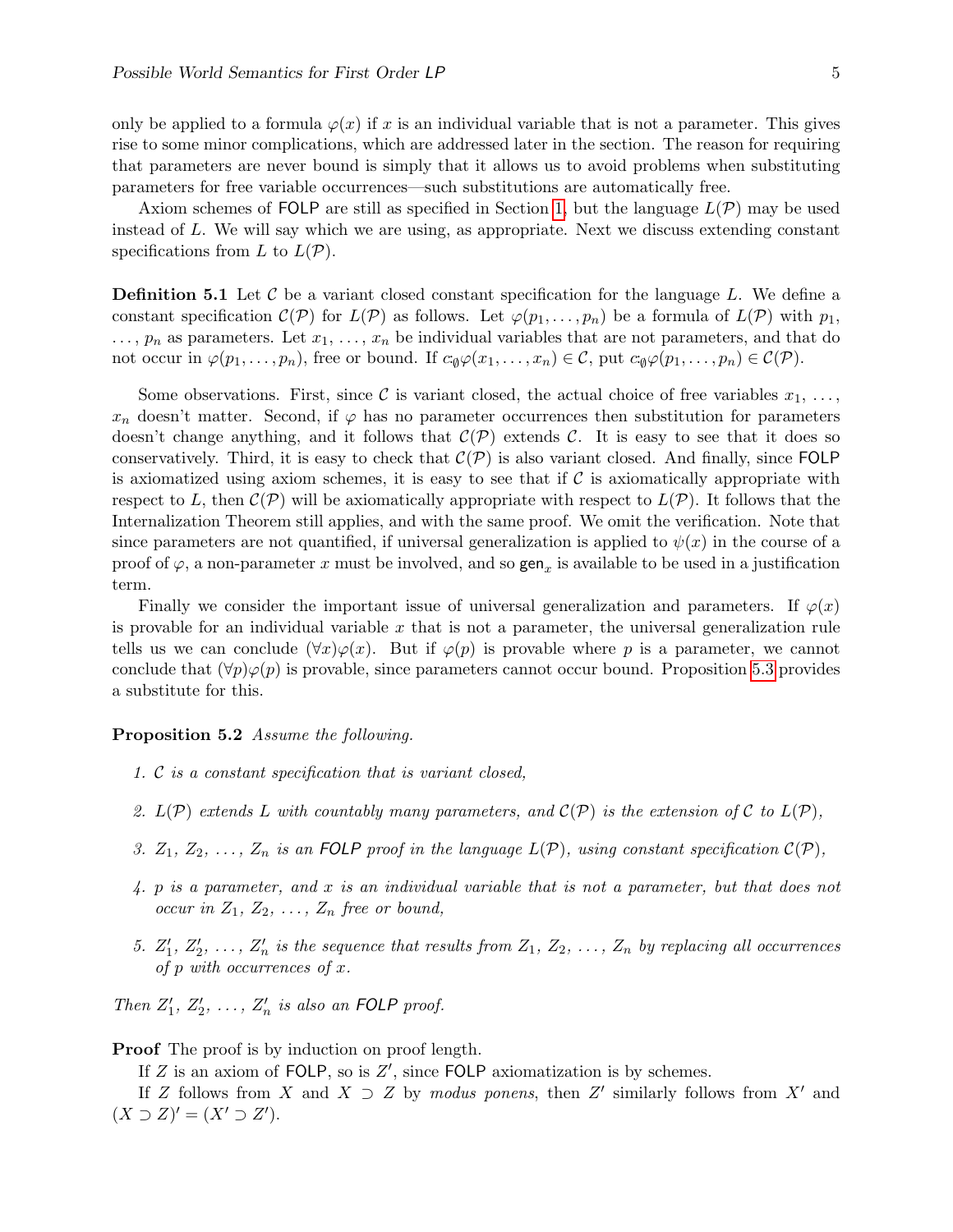only be applied to a formula $\varphi(x)$ if $x$ is an individual variable that is not a parameter. This gives rise to some minor complications, which are addressed later in the section. The reason for requiring that parameters are never bound is simply that it allows us to avoid problems when substituting parameters for free variable occurrences—such substitutions are automatically free.

Axiom schemes of FOLP are still as specified in Section 1, but the language $L(\mathcal{P})$ may be used instead of $L$. We will say which we are using, as appropriate. Next we discuss extending constant specifications from $L$ to $L(\mathcal{P})$.

**Definition 5.1** Let $\mathcal{C}$ be a variant closed constant specification for the language $L$. We define a constant specification $\mathcal{C}(\mathcal{P})$ for $L(\mathcal{P})$ as follows. Let $\varphi(p_1, \ldots, p_n)$ be a formula of $L(\mathcal{P})$ with $p_1$, $\ldots$, $p_n$ as parameters. Let $x_1, \ldots, x_n$ be individual variables that are not parameters, and that do not occur in $\varphi(p_1, \ldots, p_n)$, free or bound. If $c{:}_{\emptyset}\varphi(x_1, \ldots, x_n) \in \mathcal{C}$, put $c{:}_{\emptyset}\varphi(p_1, \ldots, p_n) \in \mathcal{C}(\mathcal{P})$.

Some observations. First, since $\mathcal{C}$ is variant closed, the actual choice of free variables $x_1, \ldots, x_n$ doesn't matter. Second, if $\varphi$ has no parameter occurrences then substitution for parameters doesn't change anything, and it follows that $\mathcal{C}(\mathcal{P})$ extends $\mathcal{C}$. It is easy to see that it does so conservatively. Third, it is easy to check that $\mathcal{C}(\mathcal{P})$ is also variant closed. And finally, since FOLP is axiomatized using axiom schemes, it is easy to see that if $\mathcal{C}$ is axiomatically appropriate with respect to $L$, then $\mathcal{C}(\mathcal{P})$ will be axiomatically appropriate with respect to $L(\mathcal{P})$. It follows that the Internalization Theorem still applies, and with the same proof. We omit the verification. Note that since parameters are not quantified, if universal generalization is applied to $\psi(x)$ in the course of a proof of $\varphi$, a non-parameter $x$ must be involved, and so $\mathsf{gen}_x$ is available to be used in a justification term.

Finally we consider the important issue of universal generalization and parameters. If $\varphi(x)$ is provable for an individual variable $x$ that is not a parameter, the universal generalization rule tells us we can conclude $(\forall x)\varphi(x)$. But if $\varphi(p)$ is provable where $p$ is a parameter, we cannot conclude that $(\forall p)\varphi(p)$ is provable, since parameters cannot occur bound. Proposition 5.3 provides a substitute for this.

**Proposition 5.2** *Assume the following.*

1. *$\mathcal{C}$ is a constant specification that is variant closed,*
2. *$L(\mathcal{P})$ extends $L$ with countably many parameters, and $\mathcal{C}(\mathcal{P})$ is the extension of $\mathcal{C}$ to $L(\mathcal{P})$,*
3. *$Z_1, Z_2, \ldots, Z_n$ is an FOLP proof in the language $L(\mathcal{P})$, using constant specification $\mathcal{C}(\mathcal{P})$,*
4. *$p$ is a parameter, and $x$ is an individual variable that is not a parameter, but that does not occur in $Z_1, Z_2, \ldots, Z_n$ free or bound,*
5. *$Z_1', Z_2', \ldots, Z_n'$ is the sequence that results from $Z_1, Z_2, \ldots, Z_n$ by replacing all occurrences of $p$ with occurrences of $x$.*

*Then $Z_1', Z_2', \ldots, Z_n'$ is also an FOLP proof.*

**Proof** The proof is by induction on proof length.

If $Z$ is an axiom of FOLP, so is $Z'$, since FOLP axiomatization is by schemes.

If $Z$ follows from $X$ and $X \supset Z$ by *modus ponens*, then $Z'$ similarly follows from $X'$ and $(X \supset Z)' = (X' \supset Z')$.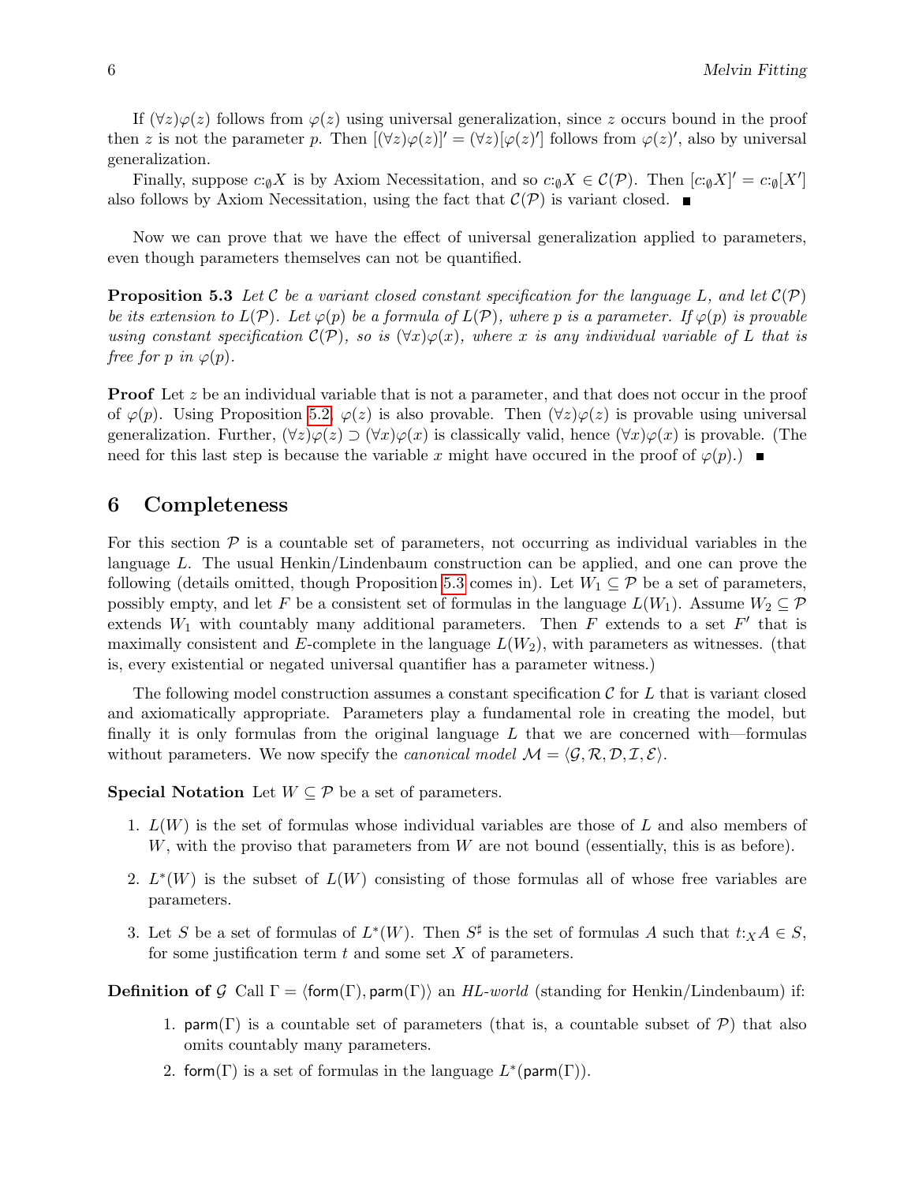If $(\forall z)\varphi(z)$ follows from $\varphi(z)$ using universal generalization, since $z$ occurs bound in the proof then $z$ is not the parameter $p$. Then $[(\forall z)\varphi(z)]' = (\forall z)[\varphi(z)']$ follows from $\varphi(z)'$, also by universal generalization.

Finally, suppose $c{:}_{\emptyset}X$ is by Axiom Necessitation, and so $c{:}_{\emptyset}X \in \mathcal{C}(\mathcal{P})$. Then $[c{:}_{\emptyset}X]' = c{:}_{\emptyset}[X']$ also follows by Axiom Necessitation, using the fact that $\mathcal{C}(\mathcal{P})$ is variant closed. ∎

Now we can prove that we have the effect of universal generalization applied to parameters, even though parameters themselves can not be quantified.

**Proposition 5.3** *Let $\mathcal{C}$ be a variant closed constant specification for the language $L$, and let $\mathcal{C}(\mathcal{P})$ be its extension to $L(\mathcal{P})$. Let $\varphi(p)$ be a formula of $L(\mathcal{P})$, where $p$ is a parameter. If $\varphi(p)$ is provable using constant specification $\mathcal{C}(\mathcal{P})$, so is $(\forall x)\varphi(x)$, where $x$ is any individual variable of $L$ that is free for $p$ in $\varphi(p)$.*

**Proof** Let $z$ be an individual variable that is not a parameter, and that does not occur in the proof of $\varphi(p)$. Using Proposition 5.2, $\varphi(z)$ is also provable. Then $(\forall z)\varphi(z)$ is provable using universal generalization. Further, $(\forall z)\varphi(z) \supset (\forall x)\varphi(x)$ is classically valid, hence $(\forall x)\varphi(x)$ is provable. (The need for this last step is because the variable $x$ might have occured in the proof of $\varphi(p)$.) ∎

## 6 Completeness

For this section $\mathcal{P}$ is a countable set of parameters, not occurring as individual variables in the language $L$. The usual Henkin/Lindenbaum construction can be applied, and one can prove the following (details omitted, though Proposition 5.3 comes in). Let $W_1 \subseteq \mathcal{P}$ be a set of parameters, possibly empty, and let $F$ be a consistent set of formulas in the language $L(W_1)$. Assume $W_2 \subseteq \mathcal{P}$ extends $W_1$ with countably many additional parameters. Then $F$ extends to a set $F'$ that is maximally consistent and $E$-complete in the language $L(W_2)$, with parameters as witnesses. (that is, every existential or negated universal quantifier has a parameter witness.)

The following model construction assumes a constant specification $\mathcal{C}$ for $L$ that is variant closed and axiomatically appropriate. Parameters play a fundamental role in creating the model, but finally it is only formulas from the original language $L$ that we are concerned with—formulas without parameters. We now specify the *canonical model* $\mathcal{M} = \langle \mathcal{G}, \mathcal{R}, \mathcal{D}, \mathcal{I}, \mathcal{E} \rangle$.

**Special Notation** Let $W \subseteq \mathcal{P}$ be a set of parameters.

1. $L(W)$ is the set of formulas whose individual variables are those of $L$ and also members of $W$, with the proviso that parameters from $W$ are not bound (essentially, this is as before).
2. $L^*(W)$ is the subset of $L(W)$ consisting of those formulas all of whose free variables are parameters.
3. Let $S$ be a set of formulas of $L^*(W)$. Then $S^\sharp$ is the set of formulas $A$ such that $t{:}_X A \in S$, for some justification term $t$ and some set $X$ of parameters.

**Definition of $\mathcal{G}$** Call $\Gamma = \langle \mathsf{form}(\Gamma), \mathsf{parm}(\Gamma) \rangle$ an *HL-world* (standing for Henkin/Lindenbaum) if:

1. $\mathsf{parm}(\Gamma)$ is a countable set of parameters (that is, a countable subset of $\mathcal{P}$) that also omits countably many parameters.
2. $\mathsf{form}(\Gamma)$ is a set of formulas in the language $L^*(\mathsf{parm}(\Gamma))$.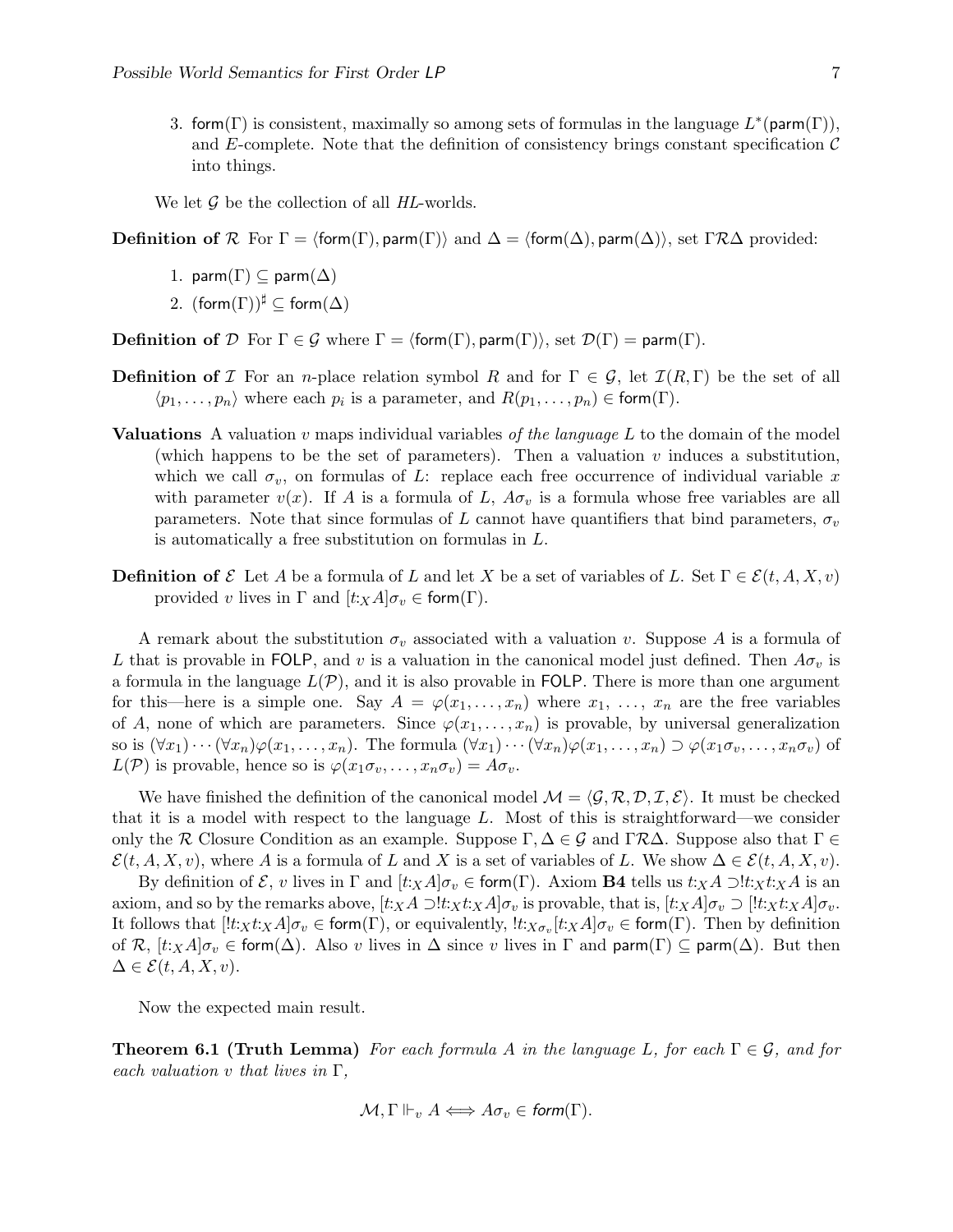3. $\mathsf{form}(\Gamma)$ is consistent, maximally so among sets of formulas in the language $L^*(\mathsf{parm}(\Gamma))$, and $E$-complete. Note that the definition of consistency brings constant specification $\mathcal{C}$ into things.

We let $\mathcal{G}$ be the collection of all *HL*-worlds.

**Definition of $\mathcal{R}$** For $\Gamma = \langle \mathsf{form}(\Gamma), \mathsf{parm}(\Gamma)\rangle$ and $\Delta = \langle \mathsf{form}(\Delta), \mathsf{parm}(\Delta)\rangle$, set $\Gamma\mathcal{R}\Delta$ provided:

1. $\mathsf{parm}(\Gamma) \subseteq \mathsf{parm}(\Delta)$
2. $(\mathsf{form}(\Gamma))^\sharp \subseteq \mathsf{form}(\Delta)$

**Definition of $\mathcal{D}$** For $\Gamma \in \mathcal{G}$ where $\Gamma = \langle \mathsf{form}(\Gamma), \mathsf{parm}(\Gamma)\rangle$, set $\mathcal{D}(\Gamma) = \mathsf{parm}(\Gamma)$.

**Definition of $\mathcal{I}$** For an $n$-place relation symbol $R$ and for $\Gamma \in \mathcal{G}$, let $\mathcal{I}(R, \Gamma)$ be the set of all $\langle p_1, \ldots, p_n\rangle$ where each $p_i$ is a parameter, and $R(p_1, \ldots, p_n) \in \mathsf{form}(\Gamma)$.

**Valuations** A valuation $v$ maps individual variables *of the language* $L$ to the domain of the model (which happens to be the set of parameters). Then a valuation $v$ induces a substitution, which we call $\sigma_v$, on formulas of $L$: replace each free occurrence of individual variable $x$ with parameter $v(x)$. If $A$ is a formula of $L$, $A\sigma_v$ is a formula whose free variables are all parameters. Note that since formulas of $L$ cannot have quantifiers that bind parameters, $\sigma_v$ is automatically a free substitution on formulas in $L$.

**Definition of $\mathcal{E}$** Let $A$ be a formula of $L$ and let $X$ be a set of variables of $L$. Set $\Gamma \in \mathcal{E}(t, A, X, v)$ provided $v$ lives in $\Gamma$ and $[t{:}_X A]\sigma_v \in \mathsf{form}(\Gamma)$.

A remark about the substitution $\sigma_v$ associated with a valuation $v$. Suppose $A$ is a formula of $L$ that is provable in FOLP, and $v$ is a valuation in the canonical model just defined. Then $A\sigma_v$ is a formula in the language $L(\mathcal{P})$, and it is also provable in FOLP. There is more than one argument for this—here is a simple one. Say $A = \varphi(x_1, \ldots, x_n)$ where $x_1, \ldots, x_n$ are the free variables of $A$, none of which are parameters. Since $\varphi(x_1, \ldots, x_n)$ is provable, by universal generalization so is $(\forall x_1)\cdots(\forall x_n)\varphi(x_1, \ldots, x_n)$. The formula $(\forall x_1)\cdots(\forall x_n)\varphi(x_1, \ldots, x_n) \supset \varphi(x_1\sigma_v, \ldots, x_n\sigma_v)$ of $L(\mathcal{P})$ is provable, hence so is $\varphi(x_1\sigma_v, \ldots, x_n\sigma_v) = A\sigma_v$.

We have finished the definition of the canonical model $\mathcal{M} = \langle \mathcal{G}, \mathcal{R}, \mathcal{D}, \mathcal{I}, \mathcal{E}\rangle$. It must be checked that it is a model with respect to the language $L$. Most of this is straightforward—we consider only the $\mathcal{R}$ Closure Condition as an example. Suppose $\Gamma, \Delta \in \mathcal{G}$ and $\Gamma\mathcal{R}\Delta$. Suppose also that $\Gamma \in \mathcal{E}(t, A, X, v)$, where $A$ is a formula of $L$ and $X$ is a set of variables of $L$. We show $\Delta \in \mathcal{E}(t, A, X, v)$.

By definition of $\mathcal{E}$, $v$ lives in $\Gamma$ and $[t{:}_X A]\sigma_v \in \mathsf{form}(\Gamma)$. Axiom **B4** tells us $t{:}_X A \supset !t{:}_X t{:}_X A$ is an axiom, and so by the remarks above, $[t{:}_X A \supset !t{:}_X t{:}_X A]\sigma_v$ is provable, that is, $[t{:}_X A]\sigma_v \supset [!t{:}_X t{:}_X A]\sigma_v$. It follows that $[!t{:}_X t{:}_X A]\sigma_v \in \mathsf{form}(\Gamma)$, or equivalently, $!t{:}_{X\sigma_v}[t{:}_X A]\sigma_v \in \mathsf{form}(\Gamma)$. Then by definition of $\mathcal{R}$, $[t{:}_X A]\sigma_v \in \mathsf{form}(\Delta)$. Also $v$ lives in $\Delta$ since $v$ lives in $\Gamma$ and $\mathsf{parm}(\Gamma) \subseteq \mathsf{parm}(\Delta)$. But then $\Delta \in \mathcal{E}(t, A, X, v)$.

Now the expected main result.

**Theorem 6.1 (Truth Lemma)** *For each formula $A$ in the language $L$, for each $\Gamma \in \mathcal{G}$, and for each valuation $v$ that lives in $\Gamma$,*

$$\mathcal{M}, \Gamma \Vdash_v A \iff A\sigma_v \in \mathsf{form}(\Gamma).$$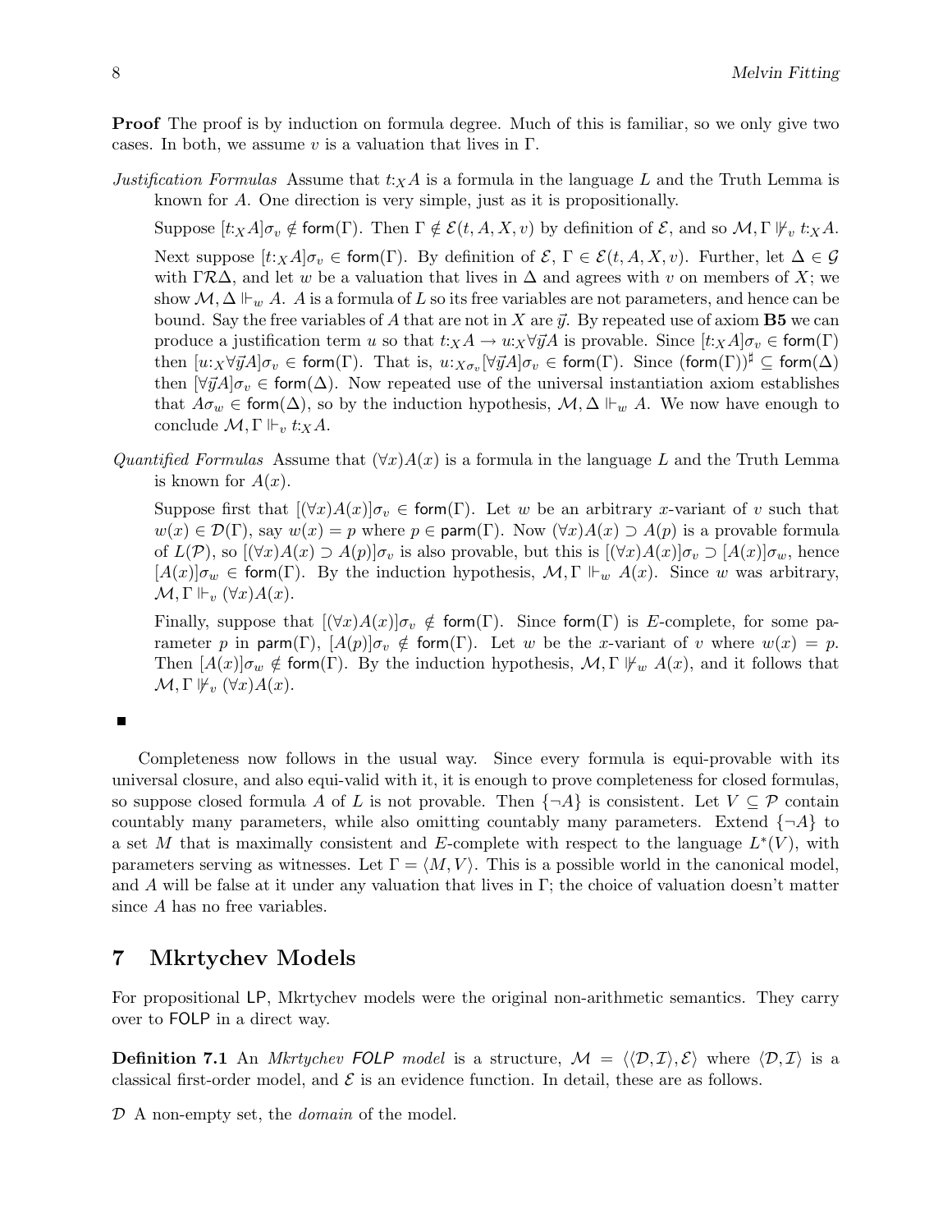**Proof** The proof is by induction on formula degree. Much of this is familiar, so we only give two cases. In both, we assume $v$ is a valuation that lives in $\Gamma$.

*Justification Formulas* Assume that $t{:}_X A$ is a formula in the language $L$ and the Truth Lemma is known for $A$. One direction is very simple, just as it is propositionally.

Suppose $[t{:}_X A]\sigma_v \notin \mathsf{form}(\Gamma)$. Then $\Gamma \notin \mathcal{E}(t, A, X, v)$ by definition of $\mathcal{E}$, and so $\mathcal{M}, \Gamma \not\Vdash_v t{:}_X A$.

Next suppose $[t{:}_X A]\sigma_v \in \mathsf{form}(\Gamma)$. By definition of $\mathcal{E}$, $\Gamma \in \mathcal{E}(t, A, X, v)$. Further, let $\Delta \in \mathcal{G}$ with $\Gamma \mathcal{R} \Delta$, and let $w$ be a valuation that lives in $\Delta$ and agrees with $v$ on members of $X$; we show $\mathcal{M}, \Delta \Vdash_w A$. $A$ is a formula of $L$ so its free variables are not parameters, and hence can be bound. Say the free variables of $A$ that are not in $X$ are $\vec{y}$. By repeated use of axiom **B5** we can produce a justification term $u$ so that $t{:}_X A \rightarrow u{:}_X \forall \vec{y} A$ is provable. Since $[t{:}_X A]\sigma_v \in \mathsf{form}(\Gamma)$ then $[u{:}_X \forall \vec{y} A]\sigma_v \in \mathsf{form}(\Gamma)$. That is, $u{:}_{X\sigma_v}[\forall \vec{y} A]\sigma_v \in \mathsf{form}(\Gamma)$. Since $(\mathsf{form}(\Gamma))^\sharp \subseteq \mathsf{form}(\Delta)$ then $[\forall \vec{y} A]\sigma_v \in \mathsf{form}(\Delta)$. Now repeated use of the universal instantiation axiom establishes that $A\sigma_w \in \mathsf{form}(\Delta)$, so by the induction hypothesis, $\mathcal{M}, \Delta \Vdash_w A$. We now have enough to conclude $\mathcal{M}, \Gamma \Vdash_v t{:}_X A$.

*Quantified Formulas* Assume that $(\forall x)A(x)$ is a formula in the language $L$ and the Truth Lemma is known for $A(x)$.

Suppose first that $[(\forall x)A(x)]\sigma_v \in \mathsf{form}(\Gamma)$. Let $w$ be an arbitrary $x$-variant of $v$ such that $w(x) \in \mathcal{D}(\Gamma)$, say $w(x) = p$ where $p \in \mathsf{parm}(\Gamma)$. Now $(\forall x)A(x) \supset A(p)$ is a provable formula of $L(\mathcal{P})$, so $[(\forall x)A(x) \supset A(p)]\sigma_v$ is also provable, but this is $[(\forall x)A(x)]\sigma_v \supset [A(x)]\sigma_w$, hence $[A(x)]\sigma_w \in \mathsf{form}(\Gamma)$. By the induction hypothesis, $\mathcal{M}, \Gamma \Vdash_w A(x)$. Since $w$ was arbitrary, $\mathcal{M}, \Gamma \Vdash_v (\forall x)A(x)$.

Finally, suppose that $[(\forall x)A(x)]\sigma_v \notin \mathsf{form}(\Gamma)$. Since $\mathsf{form}(\Gamma)$ is $E$-complete, for some parameter $p$ in $\mathsf{parm}(\Gamma)$, $[A(p)]\sigma_v \notin \mathsf{form}(\Gamma)$. Let $w$ be the $x$-variant of $v$ where $w(x) = p$. Then $[A(x)]\sigma_w \notin \mathsf{form}(\Gamma)$. By the induction hypothesis, $\mathcal{M}, \Gamma \not\Vdash_w A(x)$, and it follows that $\mathcal{M}, \Gamma \not\Vdash_v (\forall x)A(x)$.

■

Completeness now follows in the usual way. Since every formula is equi-provable with its universal closure, and also equi-valid with it, it is enough to prove completeness for closed formulas, so suppose closed formula $A$ of $L$ is not provable. Then $\{\neg A\}$ is consistent. Let $V \subseteq \mathcal{P}$ contain countably many parameters, while also omitting countably many parameters. Extend $\{\neg A\}$ to a set $M$ that is maximally consistent and $E$-complete with respect to the language $L^*(V)$, with parameters serving as witnesses. Let $\Gamma = \langle M, V \rangle$. This is a possible world in the canonical model, and $A$ will be false at it under any valuation that lives in $\Gamma$; the choice of valuation doesn't matter since $A$ has no free variables.

## 7 Mkrtychev Models

For propositional $\mathsf{LP}$, Mkrtychev models were the original non-arithmetic semantics. They carry over to $\mathsf{FOLP}$ in a direct way.

**Definition 7.1** An *Mkrtychev $\mathsf{FOLP}$ model* is a structure, $\mathcal{M} = \langle \langle \mathcal{D}, \mathcal{I} \rangle, \mathcal{E} \rangle$ where $\langle \mathcal{D}, \mathcal{I} \rangle$ is a classical first-order model, and $\mathcal{E}$ is an evidence function. In detail, these are as follows.

$\mathcal{D}$ A non-empty set, the *domain* of the model.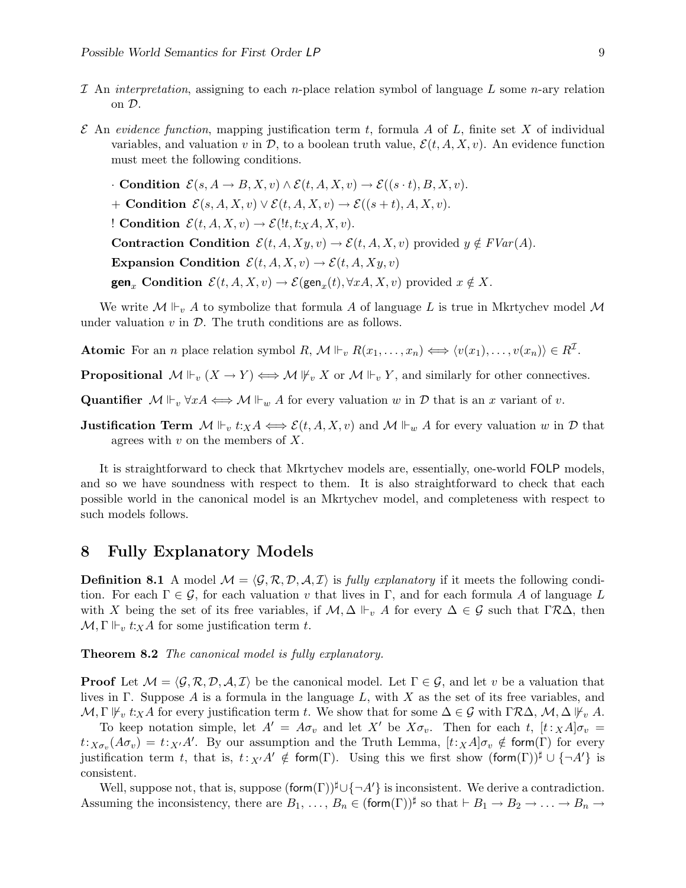$\mathcal{I}$ An *interpretation*, assigning to each $n$-place relation symbol of language $L$ some $n$-ary relation on $\mathcal{D}$.

$\mathcal{E}$ An *evidence function*, mapping justification term $t$, formula $A$ of $L$, finite set $X$ of individual variables, and valuation $v$ in $\mathcal{D}$, to a boolean truth value, $\mathcal{E}(t, A, X, v)$. An evidence function must meet the following conditions.

- $\cdot$ **Condition** $\mathcal{E}(s, A \to B, X, v) \wedge \mathcal{E}(t, A, X, v) \to \mathcal{E}((s \cdot t), B, X, v)$.
- $+$ **Condition** $\mathcal{E}(s, A, X, v) \vee \mathcal{E}(t, A, X, v) \to \mathcal{E}((s + t), A, X, v)$.
- ! **Condition** $\mathcal{E}(t, A, X, v) \to \mathcal{E}(!t, t{:}_X A, X, v)$.
- **Contraction Condition** $\mathcal{E}(t, A, Xy, v) \to \mathcal{E}(t, A, X, v)$ provided $y \notin FVar(A)$.
- **Expansion Condition** $\mathcal{E}(t, A, X, v) \to \mathcal{E}(t, A, Xy, v)$
- $\mathsf{gen}_x$ **Condition** $\mathcal{E}(t, A, X, v) \to \mathcal{E}(\mathsf{gen}_x(t), \forall x A, X, v)$ provided $x \notin X$.

We write $\mathcal{M} \Vdash_v A$ to symbolize that formula $A$ of language $L$ is true in Mkrtychev model $\mathcal{M}$ under valuation $v$ in $\mathcal{D}$. The truth conditions are as follows.

**Atomic** For an $n$ place relation symbol $R$, $\mathcal{M} \Vdash_v R(x_1, \ldots, x_n) \iff \langle v(x_1), \ldots, v(x_n) \rangle \in R^{\mathcal{I}}$.

**Propositional** $\mathcal{M} \Vdash_v (X \to Y) \iff \mathcal{M} \not\Vdash_v X$ or $\mathcal{M} \Vdash_v Y$, and similarly for other connectives.

**Quantifier** $\mathcal{M} \Vdash_v \forall x A \iff \mathcal{M} \Vdash_w A$ for every valuation $w$ in $\mathcal{D}$ that is an $x$ variant of $v$.

**Justification Term** $\mathcal{M} \Vdash_v t{:}_X A \iff \mathcal{E}(t, A, X, v)$ and $\mathcal{M} \Vdash_w A$ for every valuation $w$ in $\mathcal{D}$ that agrees with $v$ on the members of $X$.

It is straightforward to check that Mkrtychev models are, essentially, one-world FOLP models, and so we have soundness with respect to them. It is also straightforward to check that each possible world in the canonical model is an Mkrtychev model, and completeness with respect to such models follows.

## 8 Fully Explanatory Models

**Definition 8.1** A model $\mathcal{M} = \langle \mathcal{G}, \mathcal{R}, \mathcal{D}, \mathcal{A}, \mathcal{I} \rangle$ is *fully explanatory* if it meets the following condition. For each $\Gamma \in \mathcal{G}$, for each valuation $v$ that lives in $\Gamma$, and for each formula $A$ of language $L$ with $X$ being the set of its free variables, if $\mathcal{M}, \Delta \Vdash_v A$ for every $\Delta \in \mathcal{G}$ such that $\Gamma \mathcal{R} \Delta$, then $\mathcal{M}, \Gamma \Vdash_v t{:}_X A$ for some justification term $t$.

**Theorem 8.2** *The canonical model is fully explanatory.*

**Proof** Let $\mathcal{M} = \langle \mathcal{G}, \mathcal{R}, \mathcal{D}, \mathcal{A}, \mathcal{I} \rangle$ be the canonical model. Let $\Gamma \in \mathcal{G}$, and let $v$ be a valuation that lives in $\Gamma$. Suppose $A$ is a formula in the language $L$, with $X$ as the set of its free variables, and $\mathcal{M}, \Gamma \not\Vdash_v t{:}_X A$ for every justification term $t$. We show that for some $\Delta \in \mathcal{G}$ with $\Gamma \mathcal{R} \Delta$, $\mathcal{M}, \Delta \not\Vdash_v A$.

To keep notation simple, let $A' = A\sigma_v$ and let $X'$ be $X\sigma_v$. Then for each $t$, $[t{:}_X A]\sigma_v = t{:}_{X\sigma_v}(A\sigma_v) = t{:}_{X'} A'$. By our assumption and the Truth Lemma, $[t{:}_X A]\sigma_v \notin \mathsf{form}(\Gamma)$ for every justification term $t$, that is, $t{:}_{X'} A' \notin \mathsf{form}(\Gamma)$. Using this we first show $(\mathsf{form}(\Gamma))^\sharp \cup \{\neg A'\}$ is consistent.

Well, suppose not, that is, suppose $(\mathsf{form}(\Gamma))^\sharp \cup \{\neg A'\}$ is inconsistent. We derive a contradiction. Assuming the inconsistency, there are $B_1, \ldots, B_n \in (\mathsf{form}(\Gamma))^\sharp$ so that $\vdash B_1 \to B_2 \to \ldots \to B_n \to$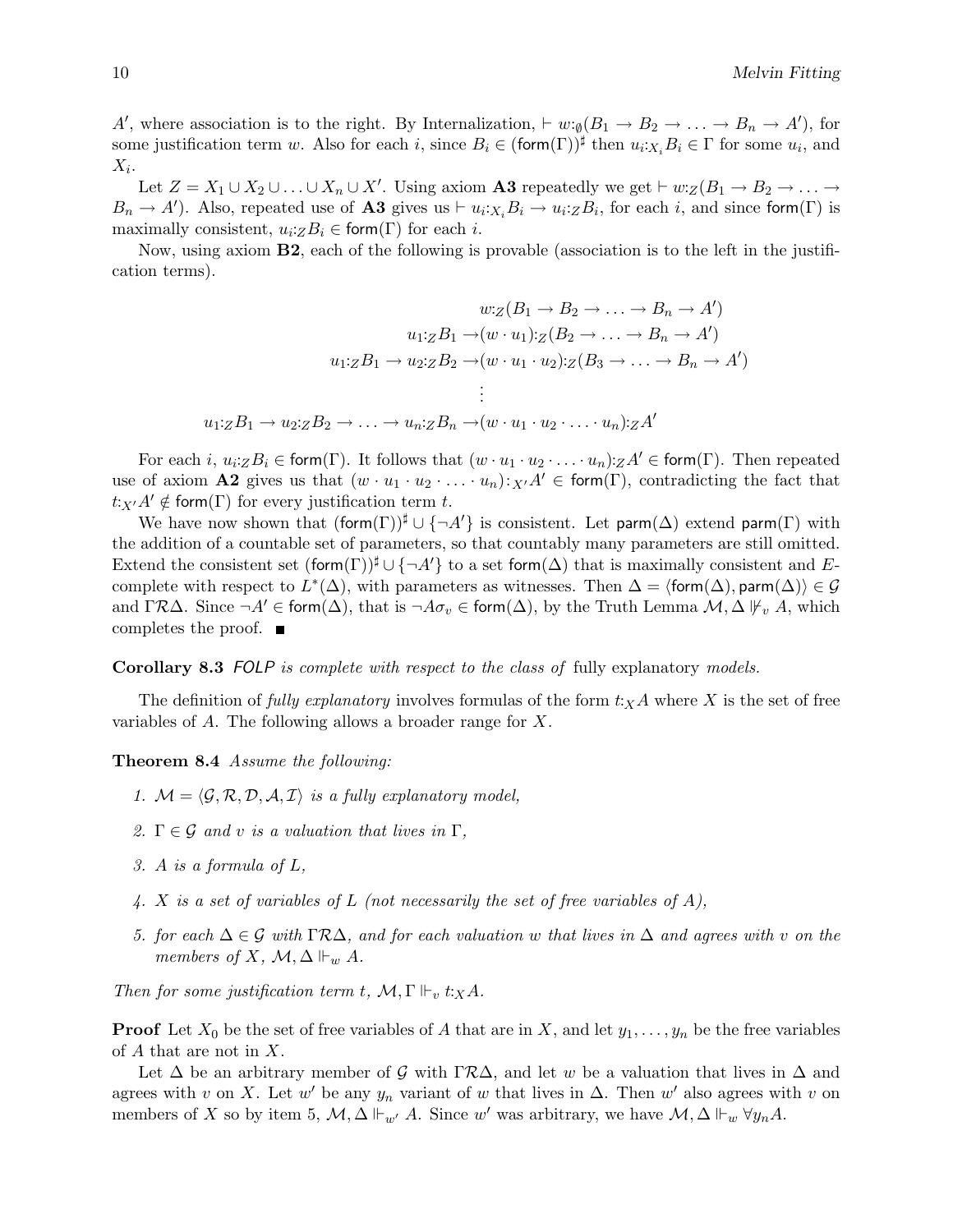$A'$, where association is to the right. By Internalization, $\vdash w{:}_{\emptyset}(B_1 \rightarrow B_2 \rightarrow \ldots \rightarrow B_n \rightarrow A')$, for some justification term $w$. Also for each $i$, since $B_i \in (\mathsf{form}(\Gamma))^\sharp$ then $u_i{:}_{X_i}B_i \in \Gamma$ for some $u_i$, and $X_i$.

Let $Z = X_1 \cup X_2 \cup \ldots \cup X_n \cup X'$. Using axiom **A3** repeatedly we get $\vdash w{:}_Z(B_1 \rightarrow B_2 \rightarrow \ldots \rightarrow B_n \rightarrow A')$. Also, repeated use of **A3** gives us $\vdash u_i{:}_{X_i}B_i \rightarrow u_i{:}_Z B_i$, for each $i$, and since $\mathsf{form}(\Gamma)$ is maximally consistent, $u_i{:}_Z B_i \in \mathsf{form}(\Gamma)$ for each $i$.

Now, using axiom **B2**, each of the following is provable (association is to the left in the justification terms).

$$w{:}_Z(B_1 \rightarrow B_2 \rightarrow \ldots \rightarrow B_n \rightarrow A')$$
$$u_1{:}_Z B_1 \rightarrow (w \cdot u_1){:}_Z(B_2 \rightarrow \ldots \rightarrow B_n \rightarrow A')$$
$$u_1{:}_Z B_1 \rightarrow u_2{:}_Z B_2 \rightarrow (w \cdot u_1 \cdot u_2){:}_Z(B_3 \rightarrow \ldots \rightarrow B_n \rightarrow A')$$
$$\vdots$$
$$u_1{:}_Z B_1 \rightarrow u_2{:}_Z B_2 \rightarrow \ldots \rightarrow u_n{:}_Z B_n \rightarrow (w \cdot u_1 \cdot u_2 \cdot \ldots \cdot u_n){:}_Z A'$$

For each $i$, $u_i{:}_Z B_i \in \mathsf{form}(\Gamma)$. It follows that $(w \cdot u_1 \cdot u_2 \cdot \ldots \cdot u_n){:}_Z A' \in \mathsf{form}(\Gamma)$. Then repeated use of axiom **A2** gives us that $(w \cdot u_1 \cdot u_2 \cdot \ldots \cdot u_n){:}_{X'}A' \in \mathsf{form}(\Gamma)$, contradicting the fact that $t{:}_{X'}A' \notin \mathsf{form}(\Gamma)$ for every justification term $t$.

We have now shown that $(\mathsf{form}(\Gamma))^\sharp \cup \{\neg A'\}$ is consistent. Let $\mathsf{parm}(\Delta)$ extend $\mathsf{parm}(\Gamma)$ with the addition of a countable set of parameters, so that countably many parameters are still omitted. Extend the consistent set $(\mathsf{form}(\Gamma))^\sharp \cup \{\neg A'\}$ to a set $\mathsf{form}(\Delta)$ that is maximally consistent and $E$-complete with respect to $L^*(\Delta)$, with parameters as witnesses. Then $\Delta = \langle \mathsf{form}(\Delta), \mathsf{parm}(\Delta) \rangle \in \mathcal{G}$ and $\Gamma \mathcal{R} \Delta$. Since $\neg A' \in \mathsf{form}(\Delta)$, that is $\neg A\sigma_v \in \mathsf{form}(\Delta)$, by the Truth Lemma $\mathcal{M}, \Delta \not\Vdash_v A$, which completes the proof. ■

**Corollary 8.3** *FOLP is complete with respect to the class of* fully explanatory *models.*

The definition of *fully explanatory* involves formulas of the form $t{:}_X A$ where $X$ is the set of free variables of $A$. The following allows a broader range for $X$.

**Theorem 8.4** *Assume the following:*

1. *$\mathcal{M} = \langle \mathcal{G}, \mathcal{R}, \mathcal{D}, \mathcal{A}, \mathcal{I} \rangle$ is a fully explanatory model,*
2. *$\Gamma \in \mathcal{G}$ and $v$ is a valuation that lives in $\Gamma$,*
3. *$A$ is a formula of $L$,*
4. *$X$ is a set of variables of $L$ (not necessarily the set of free variables of $A$),*
5. *for each $\Delta \in \mathcal{G}$ with $\Gamma \mathcal{R} \Delta$, and for each valuation $w$ that lives in $\Delta$ and agrees with $v$ on the members of $X$, $\mathcal{M}, \Delta \Vdash_w A$.*

*Then for some justification term $t$, $\mathcal{M}, \Gamma \Vdash_v t{:}_X A$.*

**Proof** Let $X_0$ be the set of free variables of $A$ that are in $X$, and let $y_1, \ldots, y_n$ be the free variables of $A$ that are not in $X$.

Let $\Delta$ be an arbitrary member of $\mathcal{G}$ with $\Gamma \mathcal{R} \Delta$, and let $w$ be a valuation that lives in $\Delta$ and agrees with $v$ on $X$. Let $w'$ be any $y_n$ variant of $w$ that lives in $\Delta$. Then $w'$ also agrees with $v$ on members of $X$ so by item 5, $\mathcal{M}, \Delta \Vdash_{w'} A$. Since $w'$ was arbitrary, we have $\mathcal{M}, \Delta \Vdash_w \forall y_n A$.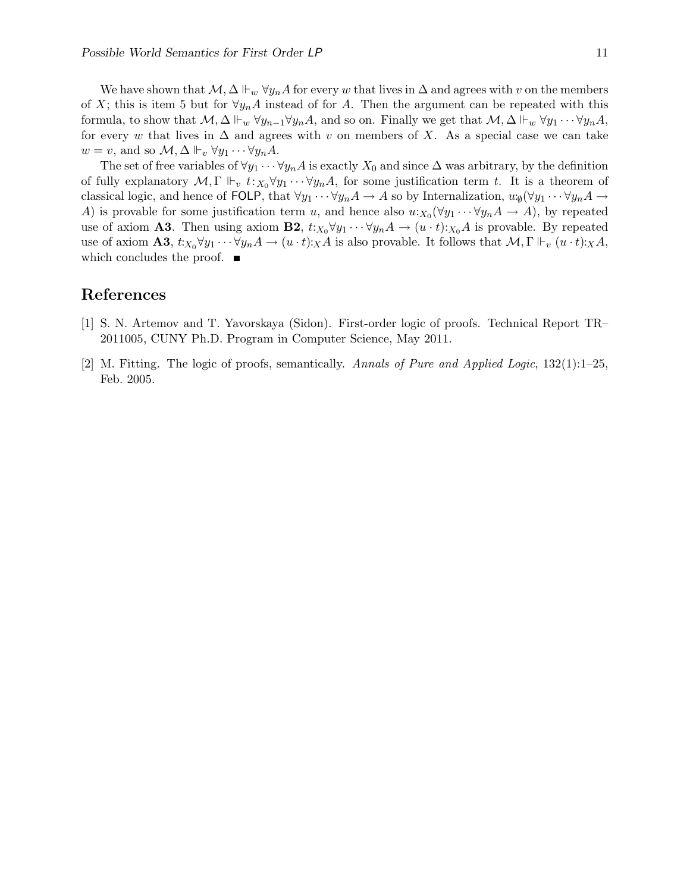We have shown that $\mathcal{M}, \Delta \Vdash_w \forall y_n A$ for every $w$ that lives in $\Delta$ and agrees with $v$ on the members of $X$; this is item 5 but for $\forall y_n A$ instead of for $A$. Then the argument can be repeated with this formula, to show that $\mathcal{M}, \Delta \Vdash_w \forall y_{n-1} \forall y_n A$, and so on. Finally we get that $\mathcal{M}, \Delta \Vdash_w \forall y_1 \cdots \forall y_n A$, for every $w$ that lives in $\Delta$ and agrees with $v$ on members of $X$. As a special case we can take $w = v$, and so $\mathcal{M}, \Delta \Vdash_v \forall y_1 \cdots \forall y_n A$.

The set of free variables of $\forall y_1 \cdots \forall y_n A$ is exactly $X_0$ and since $\Delta$ was arbitrary, by the definition of fully explanatory $\mathcal{M}, \Gamma \Vdash_v t{:}_{X_0} \forall y_1 \cdots \forall y_n A$, for some justification term $t$. It is a theorem of classical logic, and hence of FOLP, that $\forall y_1 \cdots \forall y_n A \rightarrow A$ so by Internalization, $u{:}_{\emptyset}(\forall y_1 \cdots \forall y_n A \rightarrow A)$ is provable for some justification term $u$, and hence also $u{:}_{X_0}(\forall y_1 \cdots \forall y_n A \rightarrow A)$, by repeated use of axiom **A3**. Then using axiom **B2**, $t{:}_{X_0} \forall y_1 \cdots \forall y_n A \rightarrow (u \cdot t){:}_{X_0} A$ is provable. By repeated use of axiom **A3**, $t{:}_{X_0} \forall y_1 \cdots \forall y_n A \rightarrow (u \cdot t){:}_X A$ is also provable. It follows that $\mathcal{M}, \Gamma \Vdash_v (u \cdot t){:}_X A$, which concludes the proof. ∎

## References

[1] S. N. Artemov and T. Yavorskaya (Sidon). First-order logic of proofs. Technical Report TR–2011005, CUNY Ph.D. Program in Computer Science, May 2011.

[2] M. Fitting. The logic of proofs, semantically. *Annals of Pure and Applied Logic*, 132(1):1–25, Feb. 2005.